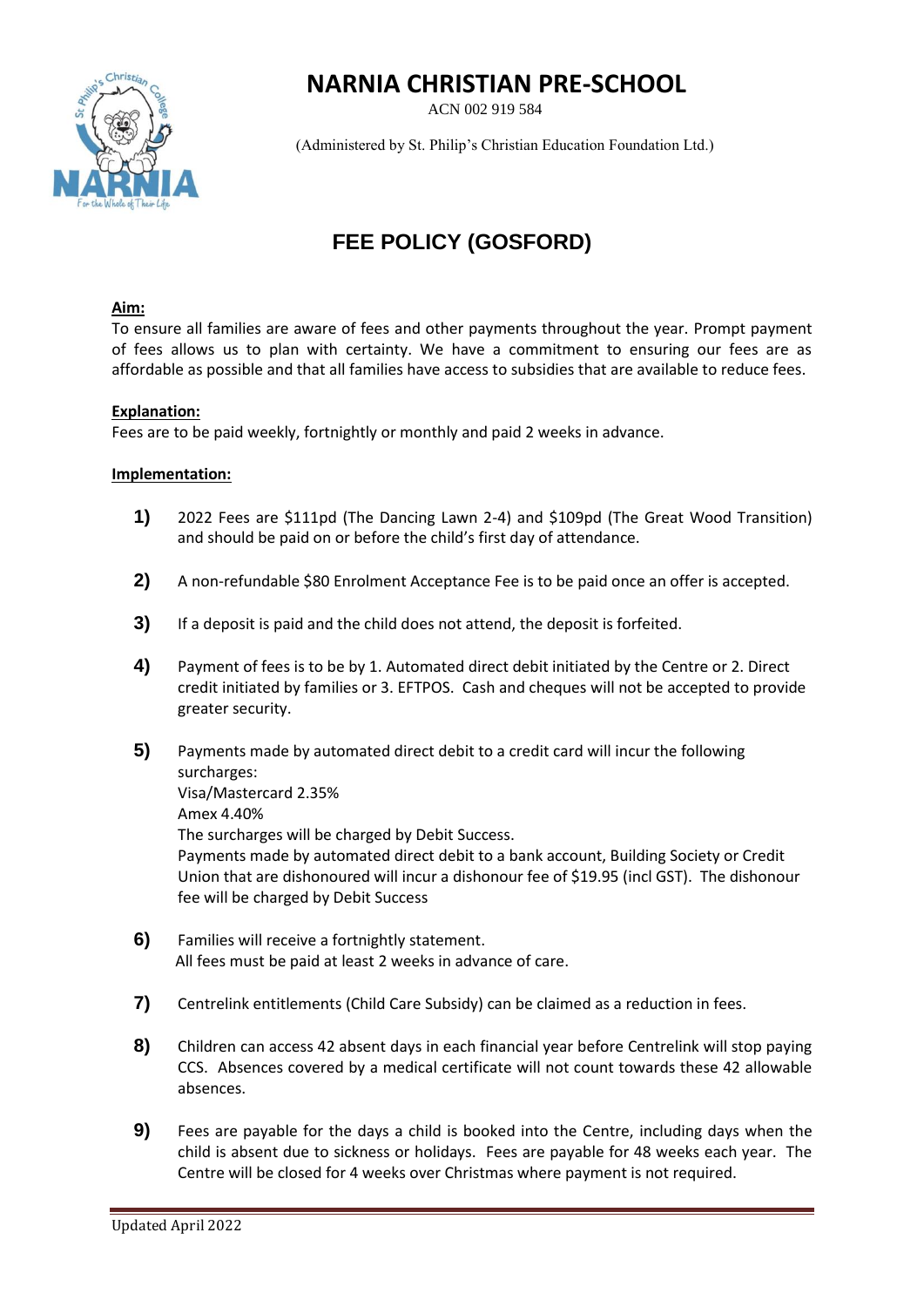# NARNIA CHRISTIAN PRE-SCHOOL

ACN 002 919 584

(Administered by St. Philip's Christian Education Foundation Ltd.)

## FEE POLICY (GOSFORD)

**Aim:**

To ensure all families are aware of fees and other payments throughout the year. Prompt payment of fees allows us to plan with certainty. We have a commitment to ensuring our fees are as affordable as possible and that all families have access to subsidies that are available to reduce fees.

**Explanation:**

Fees are to be paid weekly, fortnightly or monthly and paid 2 weeks in advance.

**Implementation:**

1) 2022 Fees are $111pd (The Dancing Lawn 2-4) and $109pd (The Great Wood Transition) and should be paid on or before the child's first day of attendance.

2) A non-refundable $80 Enrolment Acceptance Fee is to be paid once an offer is accepted.

3) If a deposit is paid and the child does not attend, the deposit is forfeited.

4) Payment of fees is to be by 1. Automated direct debit initiated by the Centre or 2. Direct credit initiated by families or 3. EFTPOS. Cash and cheques will not be accepted to provide greater security.

5) Payments made by automated direct debit to a credit card will incur the following surcharges:
   Visa/Mastercard 2.35%
   Amex 4.40%
   The surcharges will be charged by Debit Success.
   Payments made by automated direct debit to a bank account, Building Society or Credit Union that are dishonoured will incur a dishonour fee of $19.95 (incl GST). The dishonour fee will be charged by Debit Success

6) Families will receive a fortnightly statement.
   All fees must be paid at least 2 weeks in advance of care.

7) Centrelink entitlements (Child Care Subsidy) can be claimed as a reduction in fees.

8) Children can access 42 absent days in each financial year before Centrelink will stop paying CCS. Absences covered by a medical certificate will not count towards these 42 allowable absences.

9) Fees are payable for the days a child is booked into the Centre, including days when the child is absent due to sickness or holidays. Fees are payable for 48 weeks each year. The Centre will be closed for 4 weeks over Christmas where payment is not required.

Updated April 2022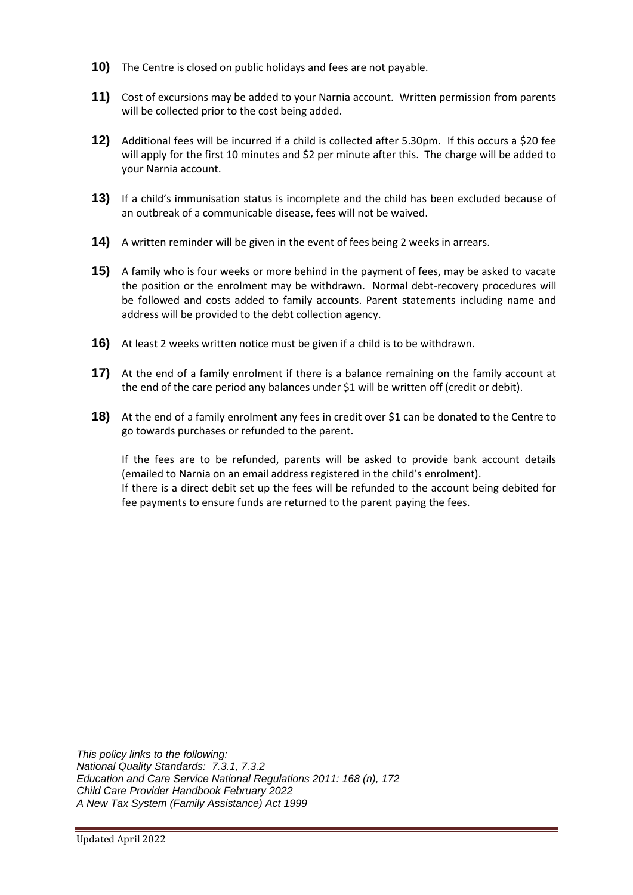**10)** The Centre is closed on public holidays and fees are not payable.

**11)** Cost of excursions may be added to your Narnia account. Written permission from parents will be collected prior to the cost being added.

**12)** Additional fees will be incurred if a child is collected after 5.30pm. If this occurs a $20 fee will apply for the first 10 minutes and $2 per minute after this. The charge will be added to your Narnia account.

**13)** If a child's immunisation status is incomplete and the child has been excluded because of an outbreak of a communicable disease, fees will not be waived.

**14)** A written reminder will be given in the event of fees being 2 weeks in arrears.

**15)** A family who is four weeks or more behind in the payment of fees, may be asked to vacate the position or the enrolment may be withdrawn. Normal debt-recovery procedures will be followed and costs added to family accounts. Parent statements including name and address will be provided to the debt collection agency.

**16)** At least 2 weeks written notice must be given if a child is to be withdrawn.

**17)** At the end of a family enrolment if there is a balance remaining on the family account at the end of the care period any balances under $1 will be written off (credit or debit).

**18)** At the end of a family enrolment any fees in credit over $1 can be donated to the Centre to go towards purchases or refunded to the parent.

If the fees are to be refunded, parents will be asked to provide bank account details (emailed to Narnia on an email address registered in the child's enrolment).
If there is a direct debit set up the fees will be refunded to the account being debited for fee payments to ensure funds are returned to the parent paying the fees.

*This policy links to the following:*
*National Quality Standards: 7.3.1, 7.3.2*
*Education and Care Service National Regulations 2011: 168 (n), 172*
*Child Care Provider Handbook February 2022*
*A New Tax System (Family Assistance) Act 1999*

Updated April 2022